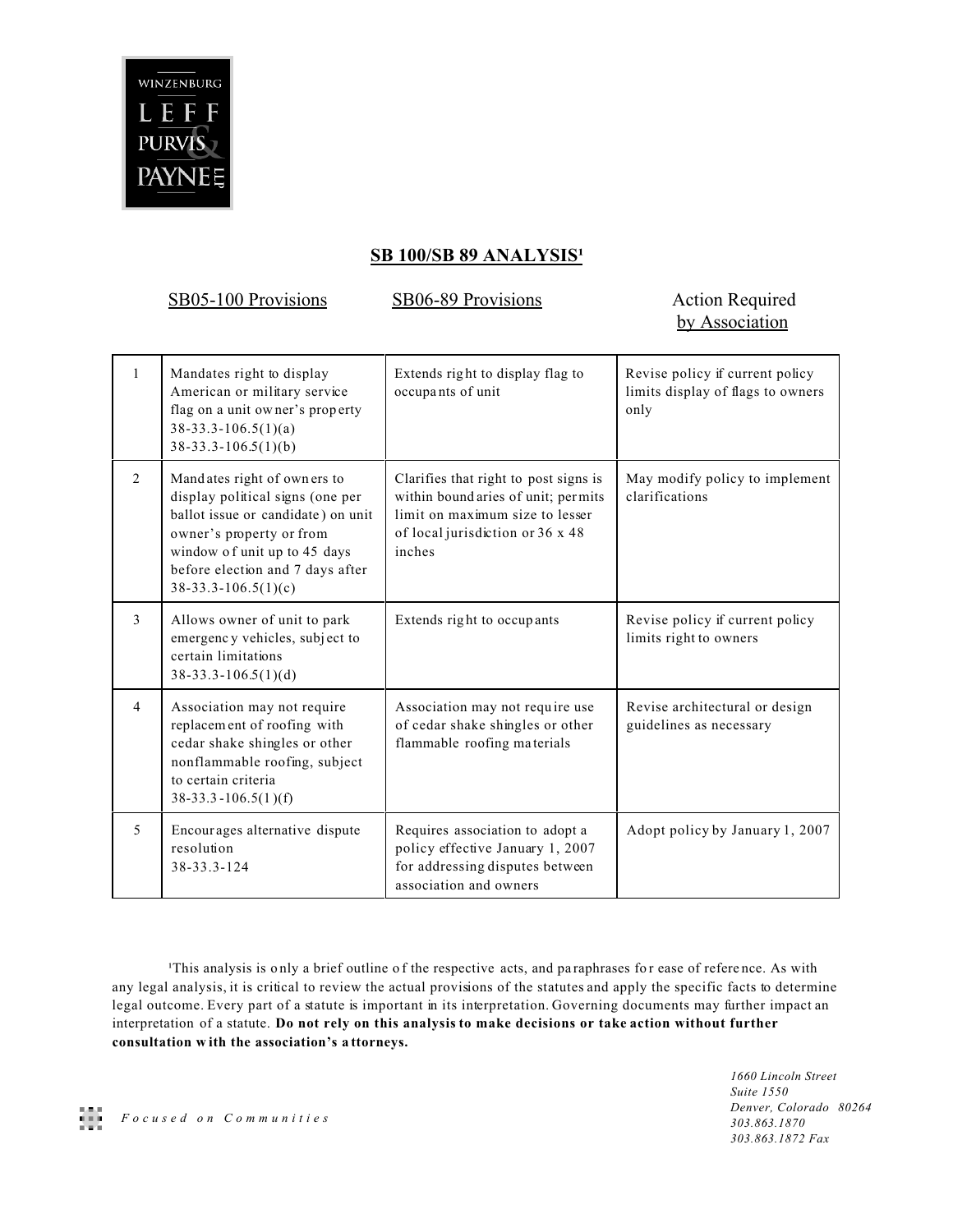WINZENBURG LEFF PURVIS & PAYNE LLP

## SB 100/SB 89 ANALYSIS[1]

| | SB05-100 Provisions | SB06-89 Provisions | Action Required by Association |
|---|---|---|---|
| 1 | Mandates right to display American or military service flag on a unit owner's property 38-33.3-106.5(1)(a) 38-33.3-106.5(1)(b) | Extends right to display flag to occupants of unit | Revise policy if current policy limits display of flags to owners only |
| 2 | Mandates right of owners to display political signs (one per ballot issue or candidate) on unit owner's property or from window of unit up to 45 days before election and 7 days after 38-33.3-106.5(1)(c) | Clarifies that right to post signs is within boundaries of unit; permits limit on maximum size to lesser of local jurisdiction or 36 x 48 inches | May modify policy to implement clarifications |
| 3 | Allows owner of unit to park emergency vehicles, subject to certain limitations 38-33.3-106.5(1)(d) | Extends right to occupants | Revise policy if current policy limits right to owners |
| 4 | Association may not require replacement of roofing with cedar shake shingles or other nonflammable roofing, subject to certain criteria 38-33.3-106.5(1)(f) | Association may not require use of cedar shake shingles or other flammable roofing materials | Revise architectural or design guidelines as necessary |
| 5 | Encourages alternative dispute resolution 38-33.3-124 | Requires association to adopt a policy effective January 1, 2007 for addressing disputes between association and owners | Adopt policy by January 1, 2007 |

[1]This analysis is only a brief outline of the respective acts, and paraphrases for ease of reference. As with any legal analysis, it is critical to review the actual provisions of the statutes and apply the specific facts to determine legal outcome. Every part of a statute is important in its interpretation. Governing documents may further impact an interpretation of a statute. **Do not rely on this analysis to make decisions or take action without further consultation with the association's attorneys.**

*Focused on Communities*

*1660 Lincoln Street*
*Suite 1550*
*Denver, Colorado 80264*
*303.863.1870*
*303.863.1872 Fax*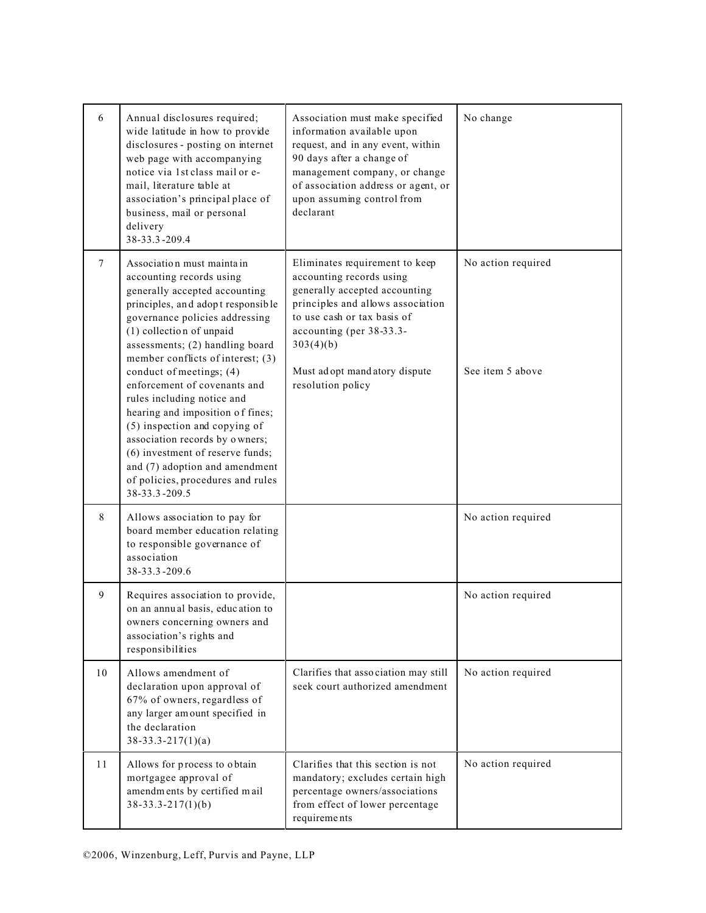| 6 | Annual disclosures required; wide latitude in how to provide disclosures - posting on internet web page with accompanying notice via 1st class mail or e-mail, literature table at association's principal place of business, mail or personal delivery<br>38-33.3-209.4 | Association must make specified information available upon request, and in any event, within 90 days after a change of management company, or change of association address or agent, or upon assuming control from declarant | No change |
|---|---|---|---|
| 7 | Association must maintain accounting records using generally accepted accounting principles, and adopt responsible governance policies addressing (1) collection of unpaid assessments; (2) handling board member conflicts of interest; (3) conduct of meetings; (4) enforcement of covenants and rules including notice and hearing and imposition of fines; (5) inspection and copying of association records by owners; (6) investment of reserve funds; and (7) adoption and amendment of policies, procedures and rules<br>38-33.3-209.5 | Eliminates requirement to keep accounting records using generally accepted accounting principles and allows association to use cash or tax basis of accounting (per 38-33.3-303(4)(b)<br><br>Must adopt mandatory dispute resolution policy | No action required<br><br>See item 5 above |
| 8 | Allows association to pay for board member education relating to responsible governance of association<br>38-33.3-209.6 | | No action required |
| 9 | Requires association to provide, on an annual basis, education to owners concerning owners and association's rights and responsibilities | | No action required |
| 10 | Allows amendment of declaration upon approval of 67% of owners, regardless of any larger amount specified in the declaration<br>38-33.3-217(1)(a) | Clarifies that association may still seek court authorized amendment | No action required |
| 11 | Allows for process to obtain mortgagee approval of amendments by certified mail<br>38-33.3-217(1)(b) | Clarifies that this section is not mandatory; excludes certain high percentage owners/associations from effect of lower percentage requirements | No action required |

©2006, Winzenburg, Leff, Purvis and Payne, LLP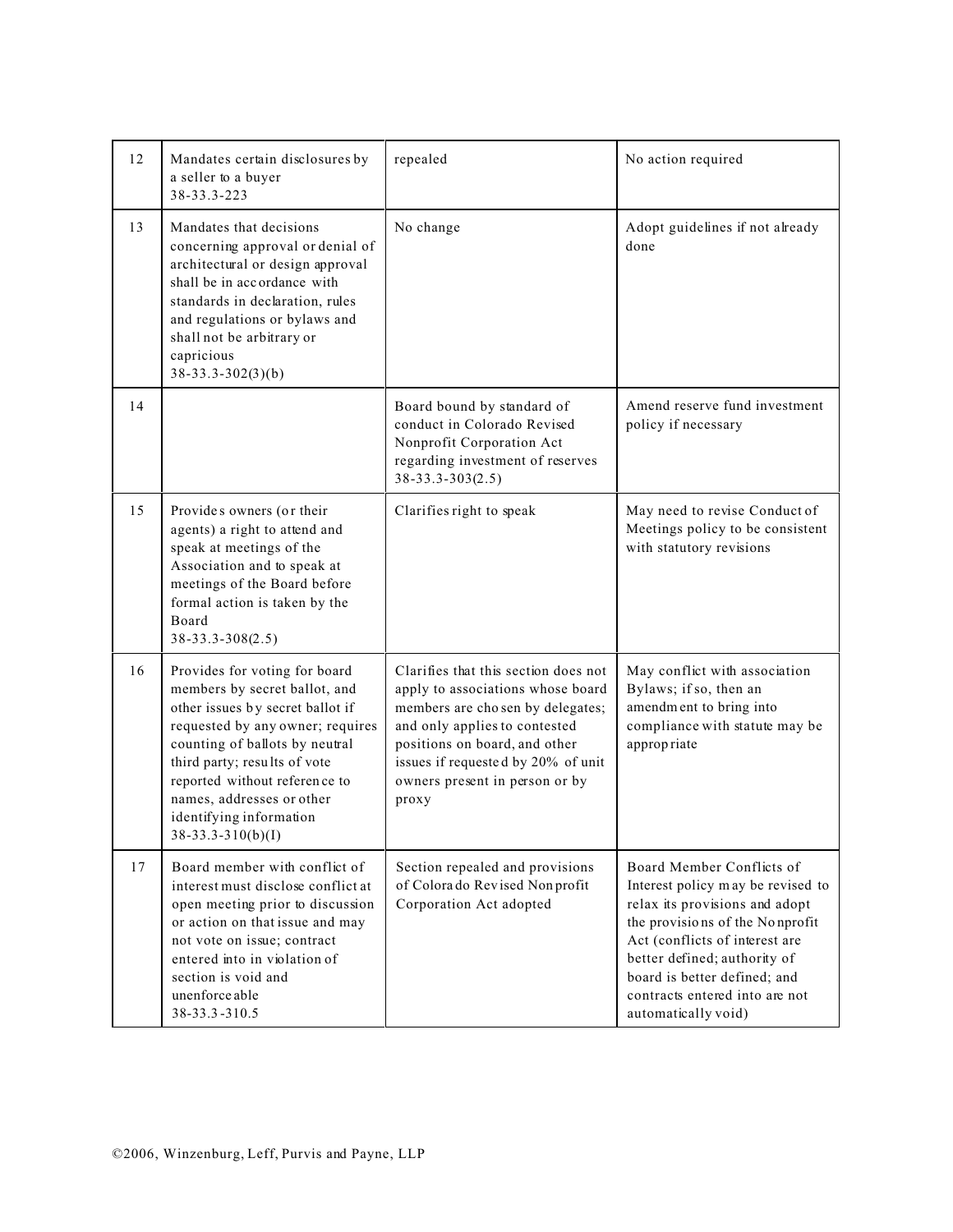| 12 | Mandates certain disclosures by a seller to a buyer 38-33.3-223 | repealed | No action required |
|---|---|---|---|
| 13 | Mandates that decisions concerning approval or denial of architectural or design approval shall be in accordance with standards in declaration, rules and regulations or bylaws and shall not be arbitrary or capricious 38-33.3-302(3)(b) | No change | Adopt guidelines if not already done |
| 14 | | Board bound by standard of conduct in Colorado Revised Nonprofit Corporation Act regarding investment of reserves 38-33.3-303(2.5) | Amend reserve fund investment policy if necessary |
| 15 | Provides owners (or their agents) a right to attend and speak at meetings of the Association and to speak at meetings of the Board before formal action is taken by the Board 38-33.3-308(2.5) | Clarifies right to speak | May need to revise Conduct of Meetings policy to be consistent with statutory revisions |
| 16 | Provides for voting for board members by secret ballot, and other issues by secret ballot if requested by any owner; requires counting of ballots by neutral third party; results of vote reported without reference to names, addresses or other identifying information 38-33.3-310(b)(I) | Clarifies that this section does not apply to associations whose board members are chosen by delegates; and only applies to contested positions on board, and other issues if requested by 20% of unit owners present in person or by proxy | May conflict with association Bylaws; if so, then an amendment to bring into compliance with statute may be appropriate |
| 17 | Board member with conflict of interest must disclose conflict at open meeting prior to discussion or action on that issue and may not vote on issue; contract entered into in violation of section is void and unenforceable 38-33.3-310.5 | Section repealed and provisions of Colorado Revised Nonprofit Corporation Act adopted | Board Member Conflicts of Interest policy may be revised to relax its provisions and adopt the provisions of the Nonprofit Act (conflicts of interest are better defined; authority of board is better defined; and contracts entered into are not automatically void) |

©2006, Winzenburg, Leff, Purvis and Payne, LLP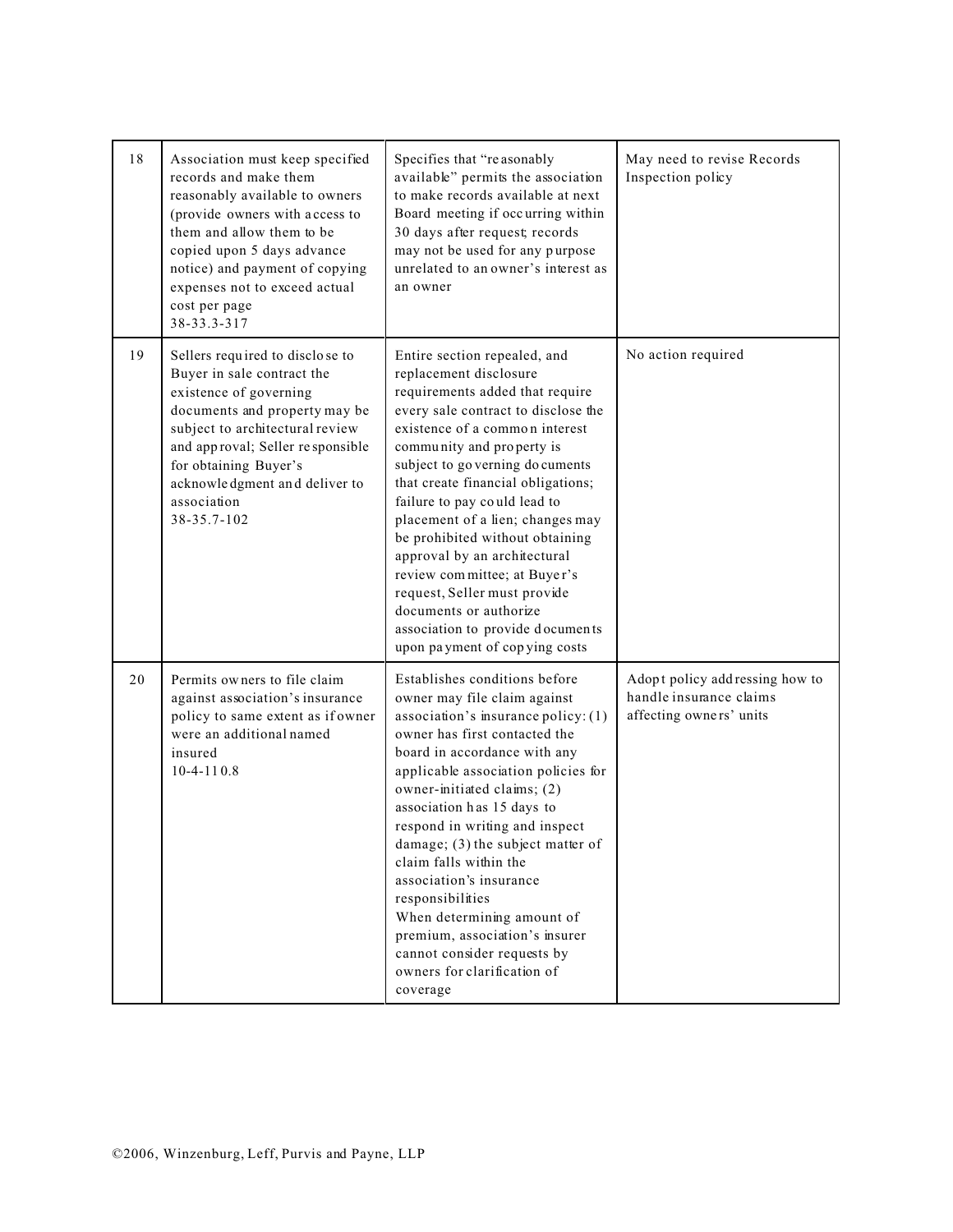| | | | |
|---|---|---|---|
| 18 | Association must keep specified records and make them reasonably available to owners (provide owners with access to them and allow them to be copied upon 5 days advance notice) and payment of copying expenses not to exceed actual cost per page 38-33.3-317 | Specifies that "reasonably available" permits the association to make records available at next Board meeting if occurring within 30 days after request; records may not be used for any purpose unrelated to an owner's interest as an owner | May need to revise Records Inspection policy |
| 19 | Sellers required to disclose to Buyer in sale contract the existence of governing documents and property may be subject to architectural review and approval; Seller responsible for obtaining Buyer's acknowledgment and deliver to association 38-35.7-102 | Entire section repealed, and replacement disclosure requirements added that require every sale contract to disclose the existence of a common interest community and property is subject to governing documents that create financial obligations; failure to pay could lead to placement of a lien; changes may be prohibited without obtaining approval by an architectural review committee; at Buyer's request, Seller must provide documents or authorize association to provide documents upon payment of copying costs | No action required |
| 20 | Permits owners to file claim against association's insurance policy to same extent as if owner were an additional named insured 10-4-110.8 | Establishes conditions before owner may file claim against association's insurance policy: (1) owner has first contacted the board in accordance with any applicable association policies for owner-initiated claims; (2) association has 15 days to respond in writing and inspect damage; (3) the subject matter of claim falls within the association's insurance responsibilities<br>When determining amount of premium, association's insurer cannot consider requests by owners for clarification of coverage | Adopt policy addressing how to handle insurance claims affecting owners' units |

©2006, Winzenburg, Leff, Purvis and Payne, LLP